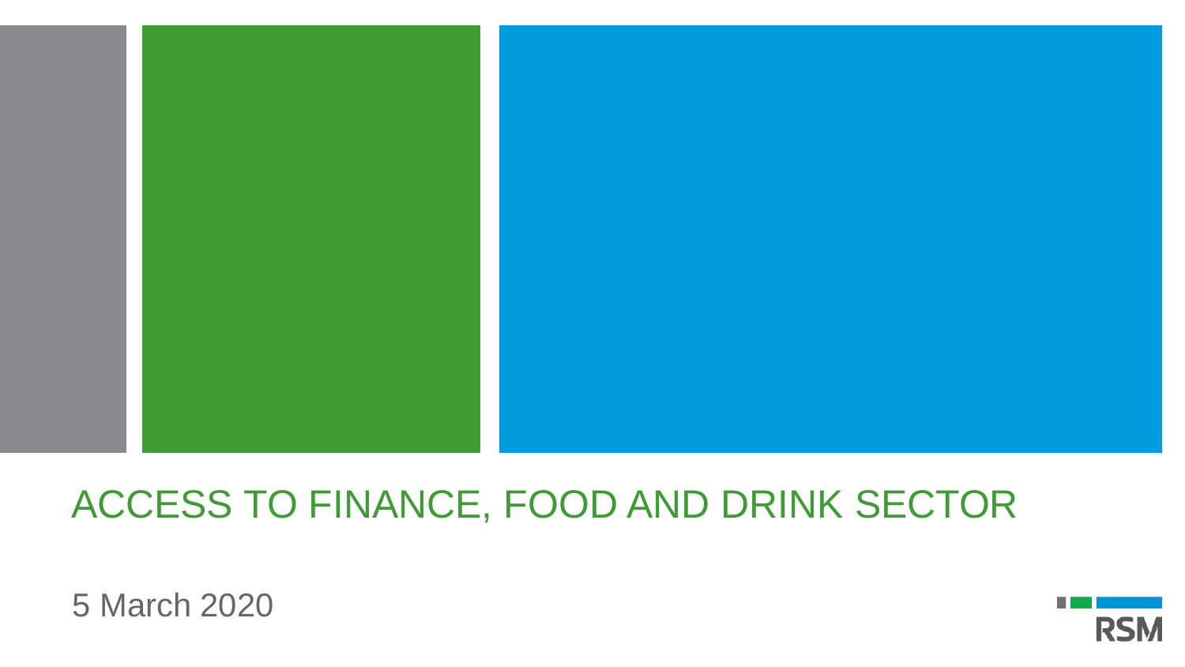# ACCESS TO FINANCE, FOOD AND DRINK SECTOR

5 March 2020

RSM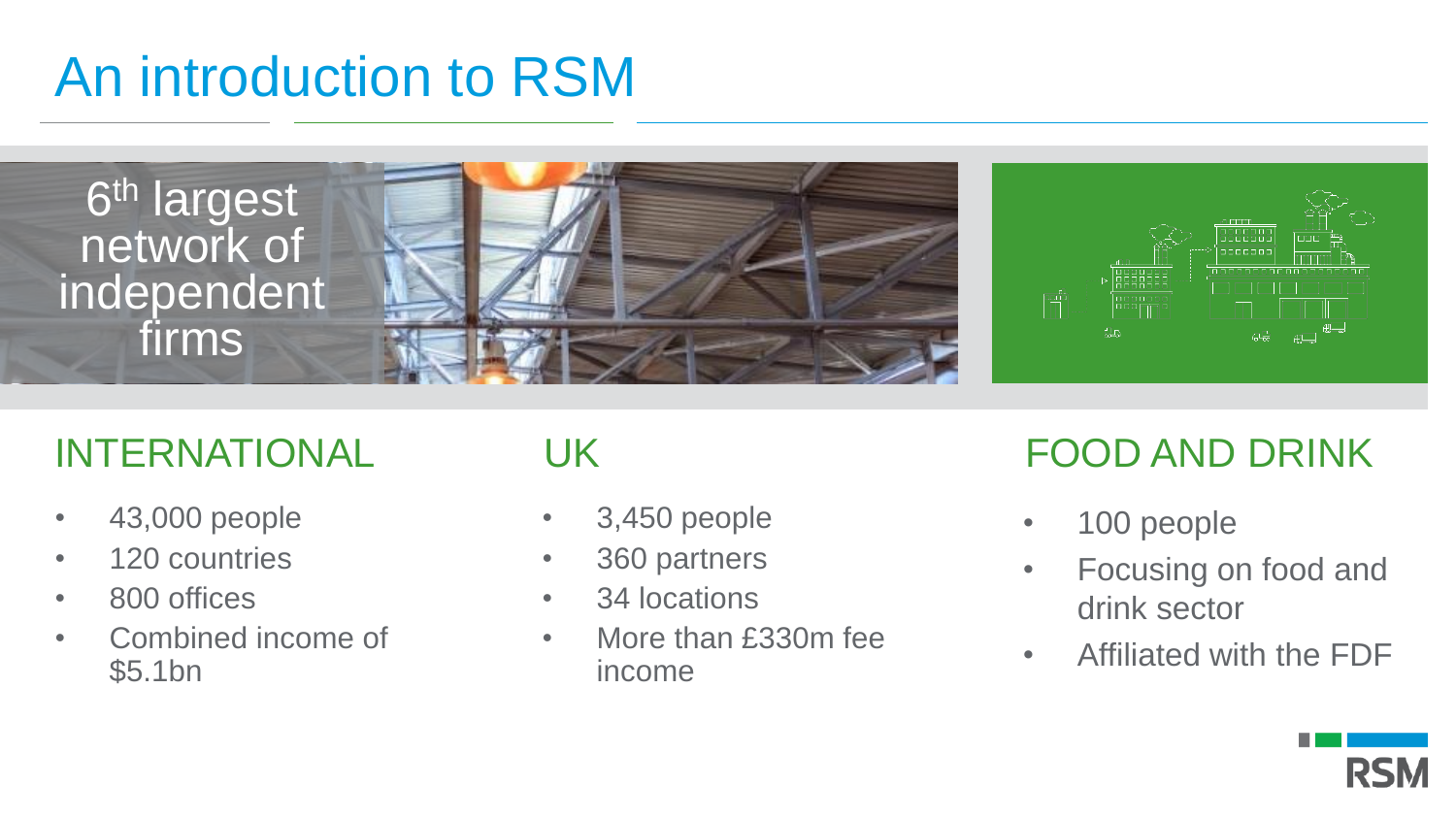# An introduction to RSM

6th largest network of independent firms

## INTERNATIONAL

- 43,000 people
- 120 countries
- 800 offices
- Combined income of $5.1bn

## UK

- 3,450 people
- 360 partners
- 34 locations
- More than £330m fee income

## FOOD AND DRINK

- 100 people
- Focusing on food and drink sector
- Affiliated with the FDF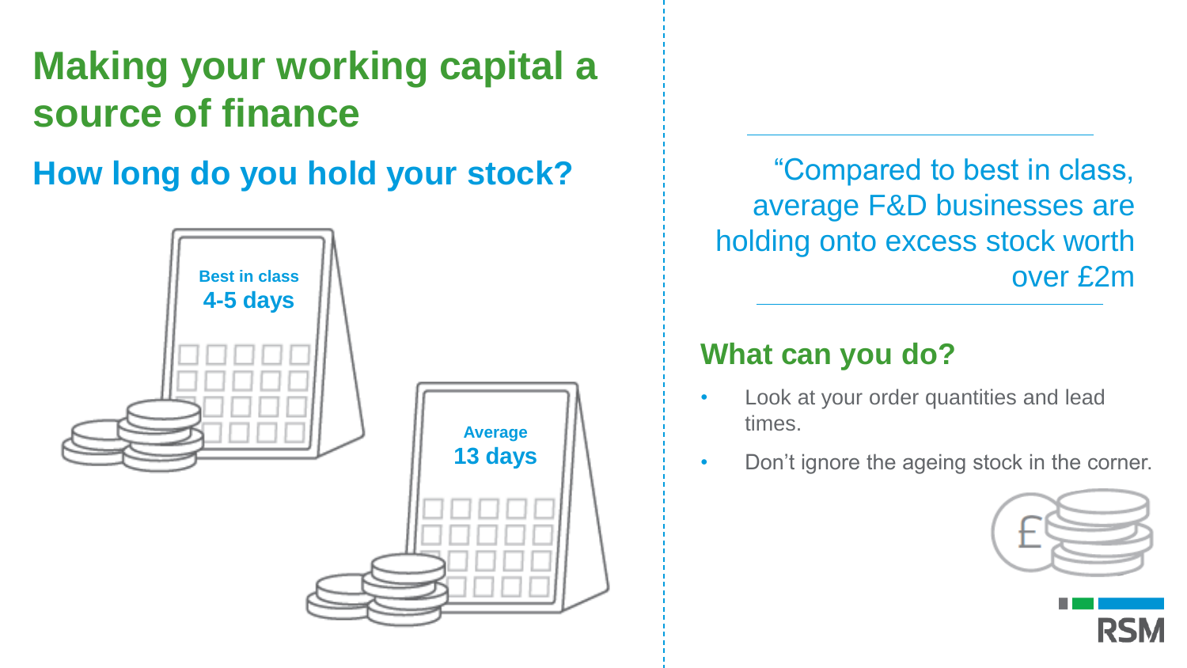# Making your working capital a source of finance

## How long do you hold your stock?

Best in class
**4-5 days**

Average
**13 days**

"Compared to best in class, average F&D businesses are holding onto excess stock worth over £2m

## What can you do?

- Look at your order quantities and lead times.
- Don't ignore the ageing stock in the corner.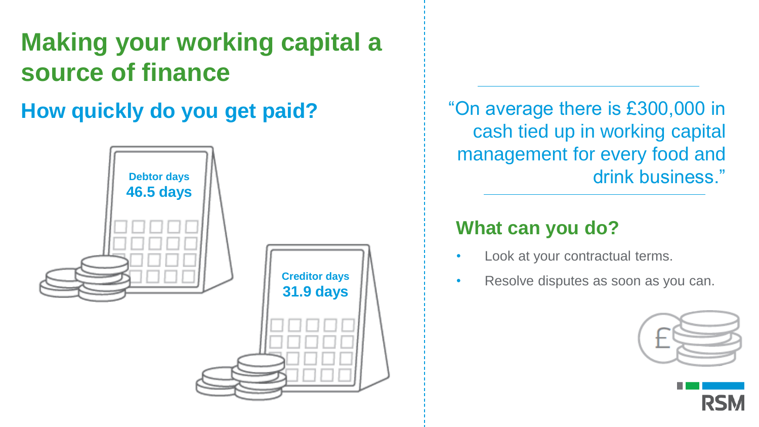# Making your working capital a source of finance

## How quickly do you get paid?

**Debtor days**
**46.5 days**

**Creditor days**
**31.9 days**

> "On average there is £300,000 in cash tied up in working capital management for every food and drink business."

### What can you do?

- Look at your contractual terms.
- Resolve disputes as soon as you can.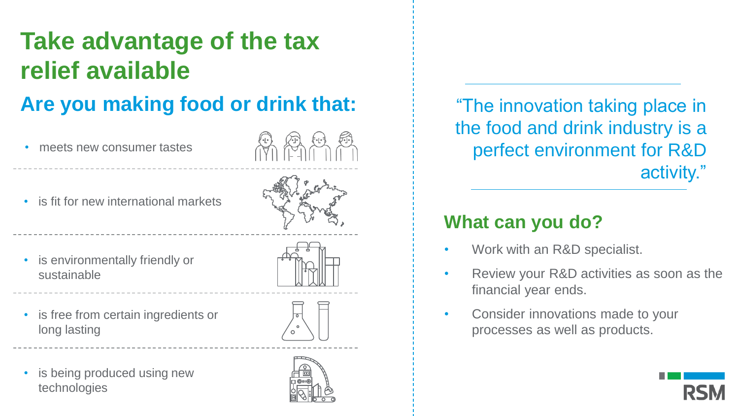# Take advantage of the tax relief available

## Are you making food or drink that:

- meets new consumer tastes
- is fit for new international markets
- is environmentally friendly or sustainable
- is free from certain ingredients or long lasting
- is being produced using new technologies

"The innovation taking place in the food and drink industry is a perfect environment for R&D activity."

## What can you do?

- Work with an R&D specialist.
- Review your R&D activities as soon as the financial year ends.
- Consider innovations made to your processes as well as products.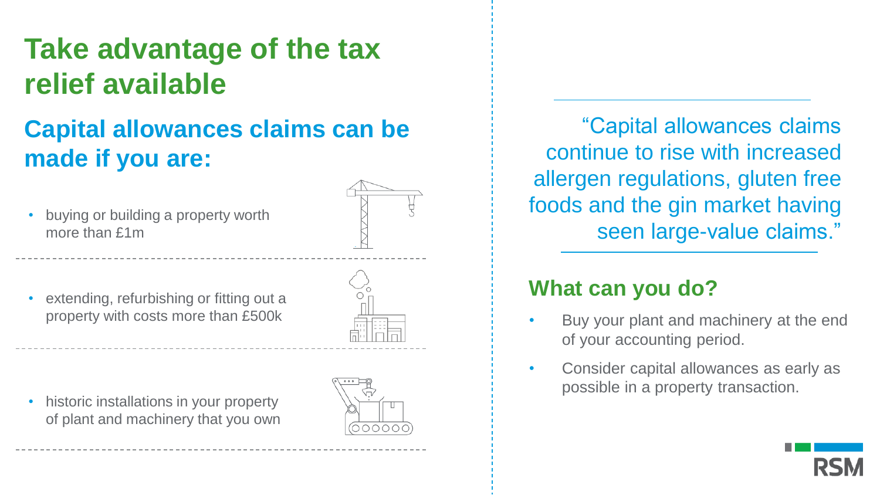# Take advantage of the tax relief available

## Capital allowances claims can be made if you are:

- buying or building a property worth more than £1m

- extending, refurbishing or fitting out a property with costs more than £500k

- historic installations in your property of plant and machinery that you own

"Capital allowances claims continue to rise with increased allergen regulations, gluten free foods and the gin market having seen large-value claims."

## What can you do?

- Buy your plant and machinery at the end of your accounting period.
- Consider capital allowances as early as possible in a property transaction.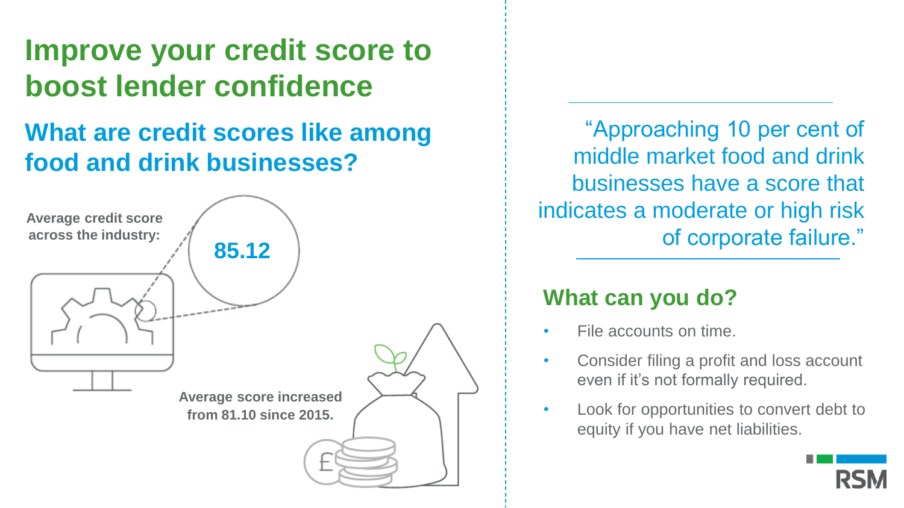# Improve your credit score to boost lender confidence

## What are credit scores like among food and drink businesses?

**Average credit score across the industry:**

**85.12**

**Average score increased from 81.10 since 2015.**

"Approaching 10 per cent of middle market food and drink businesses have a score that indicates a moderate or high risk of corporate failure."

## What can you do?

- File accounts on time.
- Consider filing a profit and loss account even if it's not formally required.
- Look for opportunities to convert debt to equity if you have net liabilities.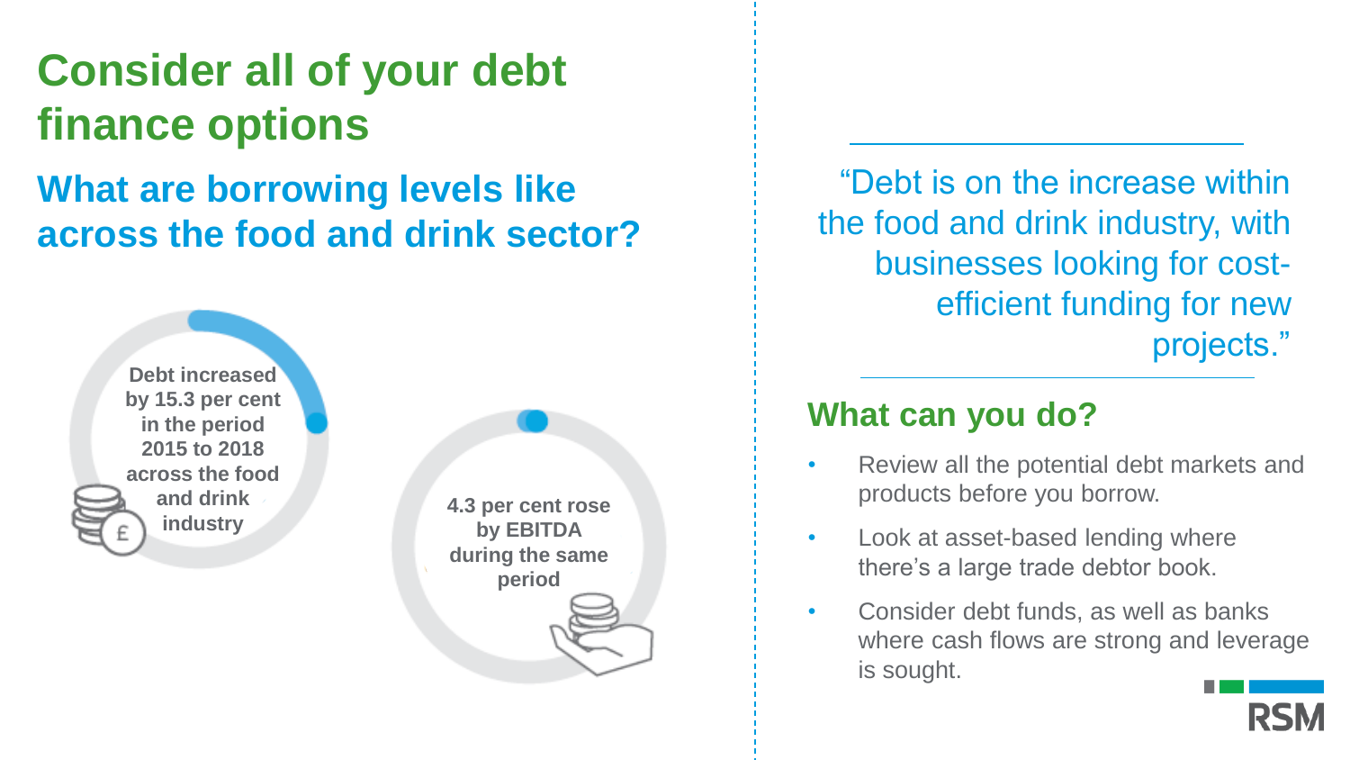# Consider all of your debt finance options

## What are borrowing levels like across the food and drink sector?

**Debt increased by 15.3 per cent in the period 2015 to 2018 across the food and drink industry**

**4.3 per cent rose by EBITDA during the same period**

> "Debt is on the increase within the food and drink industry, with businesses looking for cost-efficient funding for new projects."

## What can you do?

- Review all the potential debt markets and products before you borrow.
- Look at asset-based lending where there's a large trade debtor book.
- Consider debt funds, as well as banks where cash flows are strong and leverage is sought.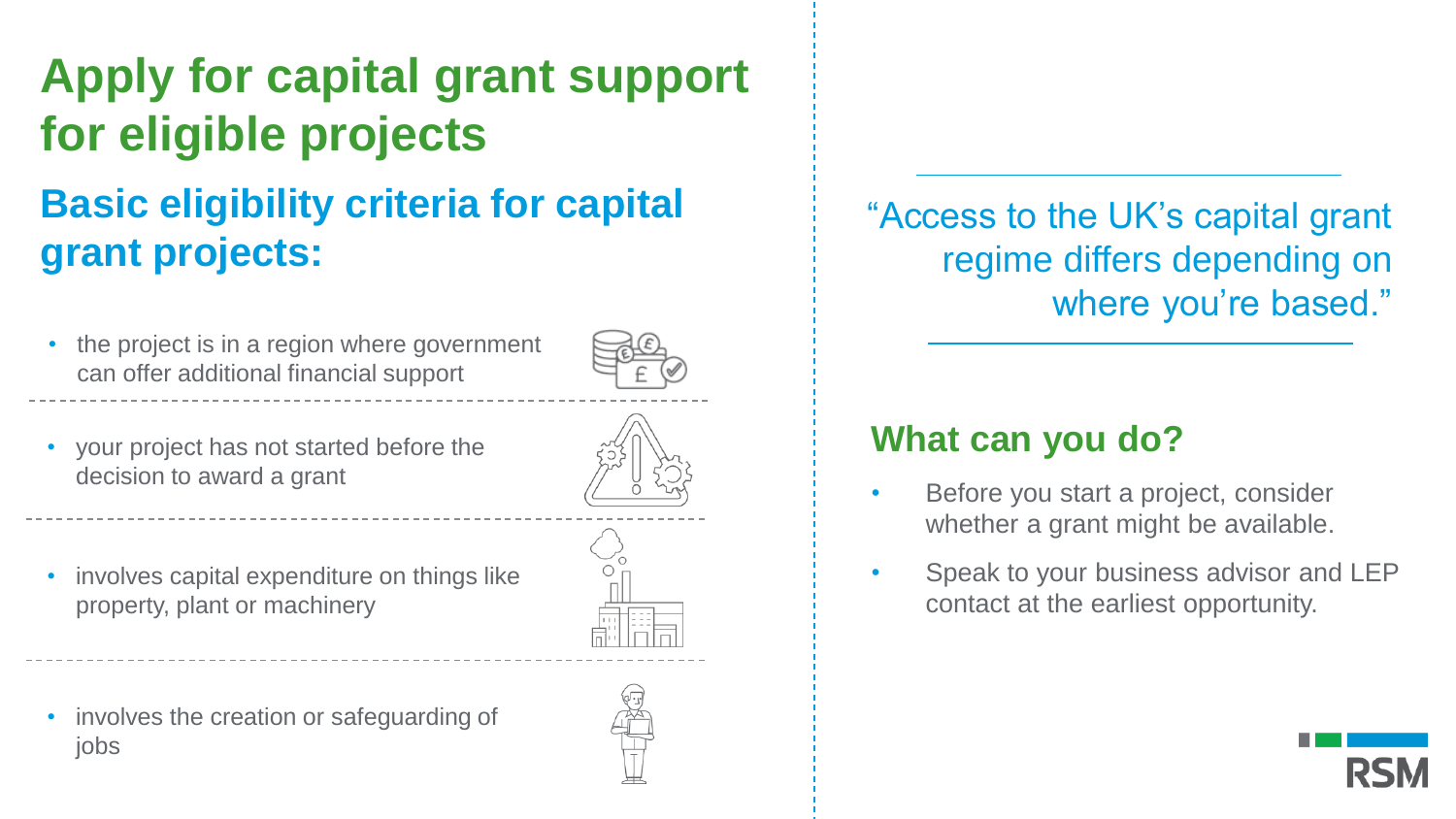# Apply for capital grant support for eligible projects

## Basic eligibility criteria for capital grant projects:

- the project is in a region where government can offer additional financial support
- your project has not started before the decision to award a grant
- involves capital expenditure on things like property, plant or machinery
- involves the creation or safeguarding of jobs

"Access to the UK's capital grant regime differs depending on where you're based."

### What can you do?

- Before you start a project, consider whether a grant might be available.
- Speak to your business advisor and LEP contact at the earliest opportunity.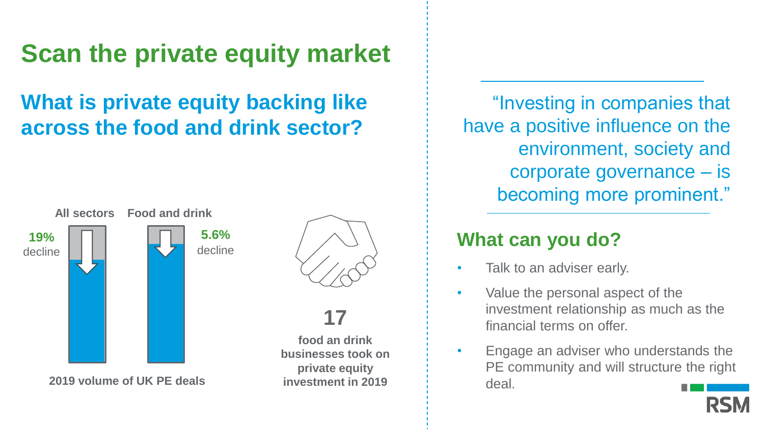# Scan the private equity market

## What is private equity backing like across the food and drink sector?

**All sectors** — **19%** decline

**Food and drink** — **5.6%** decline

**2019 volume of UK PE deals**

**17**

**food an drink businesses took on private equity investment in 2019**

"Investing in companies that have a positive influence on the environment, society and corporate governance – is becoming more prominent."

## What can you do?

- Talk to an adviser early.
- Value the personal aspect of the investment relationship as much as the financial terms on offer.
- Engage an adviser who understands the PE community and will structure the right deal.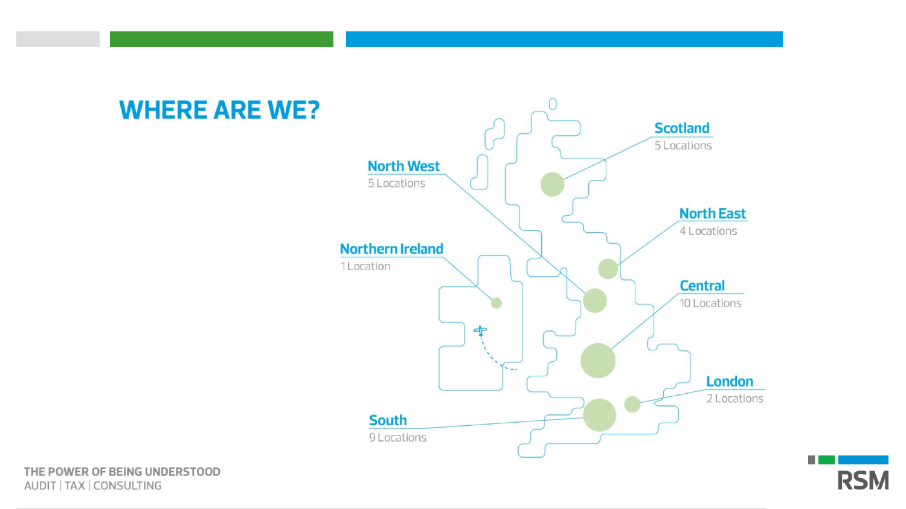# WHERE ARE WE?

**Scotland**
5 Locations

**North West**
5 Locations

**North East**
4 Locations

**Northern Ireland**
1 Location

**Central**
10 Locations

**London**
2 Locations

**South**
9 Locations

THE POWER OF BEING UNDERSTOOD
AUDIT | TAX | CONSULTING

RSM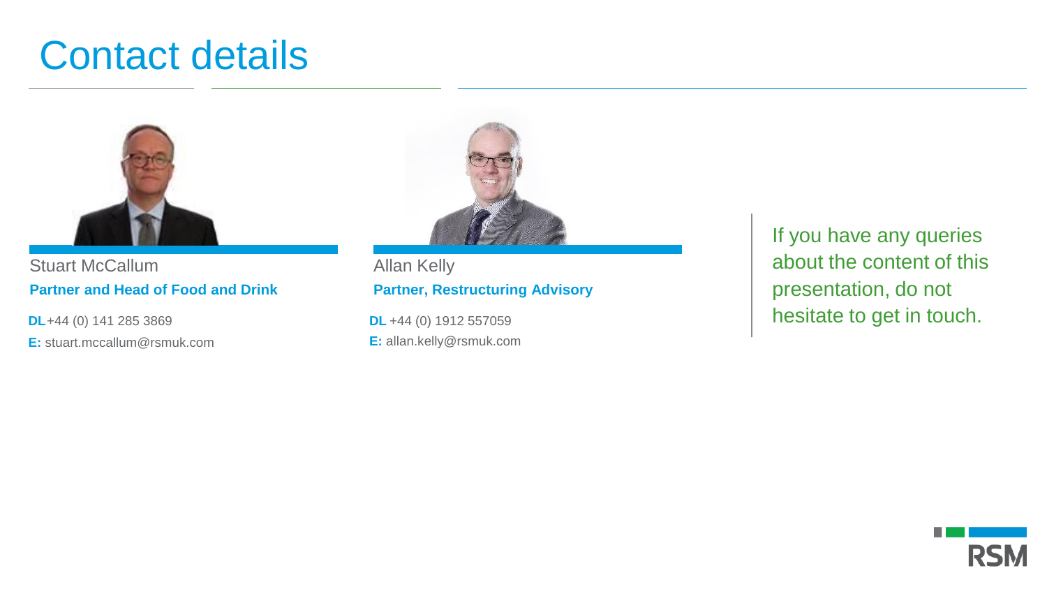# Contact details

Stuart McCallum

**Partner and Head of Food and Drink**

**DL** +44 (0) 141 285 3869

**E:** stuart.mccallum@rsmuk.com

Allan Kelly

**Partner, Restructuring Advisory**

**DL** +44 (0) 1912 557059

**E:** allan.kelly@rsmuk.com

If you have any queries about the content of this presentation, do not hesitate to get in touch.